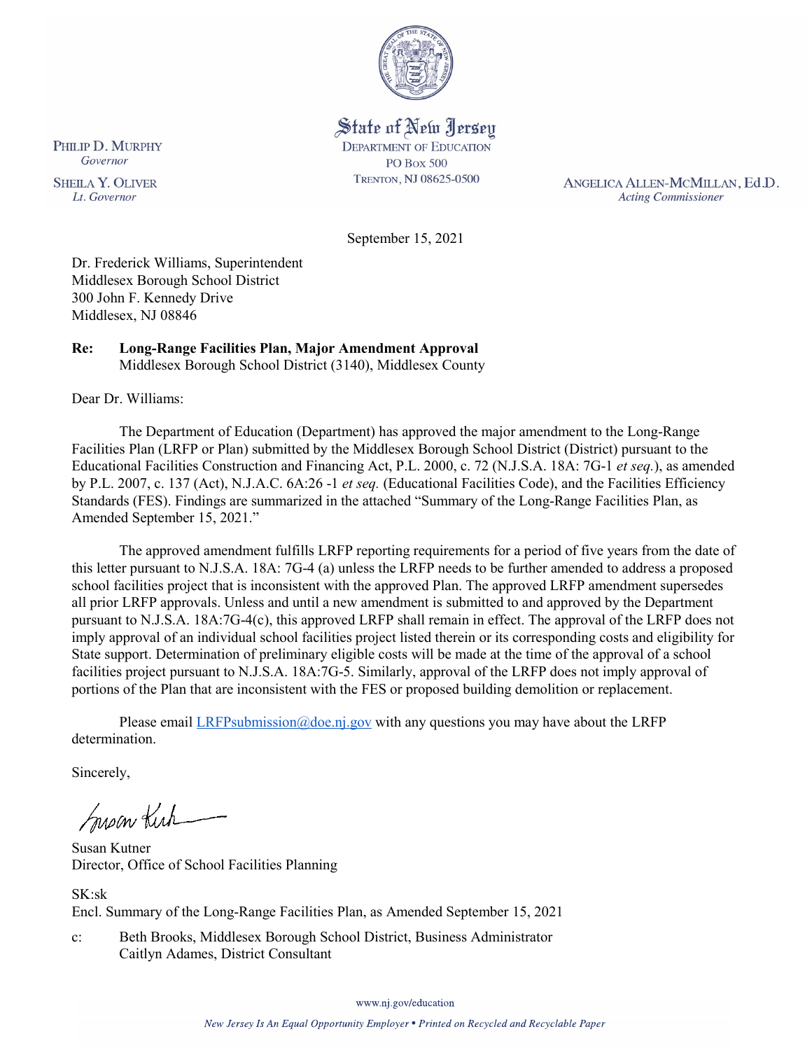State of New Jersey
DEPARTMENT OF EDUCATION
PO Box 500
TRENTON, NJ 08625-0500

PHILIP D. MURPHY
*Governor*

SHEILA Y. OLIVER
*Lt. Governor*

ANGELICA ALLEN-MCMILLAN, Ed.D.
*Acting Commissioner*

September 15, 2021

Dr. Frederick Williams, Superintendent
Middlesex Borough School District
300 John F. Kennedy Drive
Middlesex, NJ 08846

**Re: Long-Range Facilities Plan, Major Amendment Approval**
Middlesex Borough School District (3140), Middlesex County

Dear Dr. Williams:

The Department of Education (Department) has approved the major amendment to the Long-Range Facilities Plan (LRFP or Plan) submitted by the Middlesex Borough School District (District) pursuant to the Educational Facilities Construction and Financing Act, P.L. 2000, c. 72 (N.J.S.A. 18A: 7G-1 *et seq.*), as amended by P.L. 2007, c. 137 (Act), N.J.A.C. 6A:26 -1 *et seq.* (Educational Facilities Code), and the Facilities Efficiency Standards (FES). Findings are summarized in the attached "Summary of the Long-Range Facilities Plan, as Amended September 15, 2021."

The approved amendment fulfills LRFP reporting requirements for a period of five years from the date of this letter pursuant to N.J.S.A. 18A: 7G-4 (a) unless the LRFP needs to be further amended to address a proposed school facilities project that is inconsistent with the approved Plan. The approved LRFP amendment supersedes all prior LRFP approvals. Unless and until a new amendment is submitted to and approved by the Department pursuant to N.J.S.A. 18A:7G-4(c), this approved LRFP shall remain in effect. The approval of the LRFP does not imply approval of an individual school facilities project listed therein or its corresponding costs and eligibility for State support. Determination of preliminary eligible costs will be made at the time of the approval of a school facilities project pursuant to N.J.S.A. 18A:7G-5. Similarly, approval of the LRFP does not imply approval of portions of the Plan that are inconsistent with the FES or proposed building demolition or replacement.

Please email LRFPsubmission@doe.nj.gov with any questions you may have about the LRFP determination.

Sincerely,

Susan Kutner
Director, Office of School Facilities Planning

SK:sk
Encl. Summary of the Long-Range Facilities Plan, as Amended September 15, 2021

c: Beth Brooks, Middlesex Borough School District, Business Administrator
Caitlyn Adames, District Consultant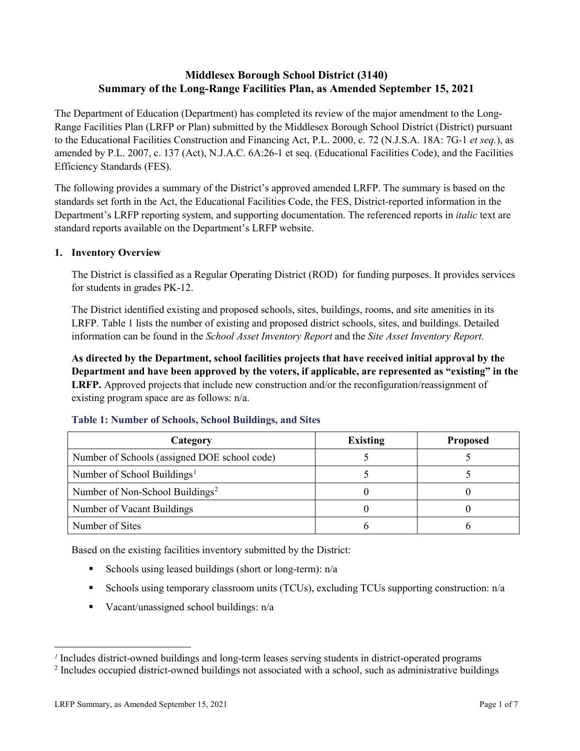# Middlesex Borough School District (3140)
# Summary of the Long-Range Facilities Plan, as Amended September 15, 2021

The Department of Education (Department) has completed its review of the major amendment to the Long-Range Facilities Plan (LRFP or Plan) submitted by the Middlesex Borough School District (District) pursuant to the Educational Facilities Construction and Financing Act, P.L. 2000, c. 72 (N.J.S.A. 18A: 7G-1 *et seq.*), as amended by P.L. 2007, c. 137 (Act), N.J.A.C. 6A:26-1 et seq. (Educational Facilities Code), and the Facilities Efficiency Standards (FES).

The following provides a summary of the District's approved amended LRFP. The summary is based on the standards set forth in the Act, the Educational Facilities Code, the FES, District-reported information in the Department's LRFP reporting system, and supporting documentation. The referenced reports in *italic* text are standard reports available on the Department's LRFP website.

## 1. Inventory Overview

The District is classified as a Regular Operating District (ROD) for funding purposes. It provides services for students in grades PK-12.

The District identified existing and proposed schools, sites, buildings, rooms, and site amenities in its LRFP. Table 1 lists the number of existing and proposed district schools, sites, and buildings. Detailed information can be found in the *School Asset Inventory Report* and the *Site Asset Inventory Report.*

**As directed by the Department, school facilities projects that have received initial approval by the Department and have been approved by the voters, if applicable, are represented as "existing" in the LRFP.** Approved projects that include new construction and/or the reconfiguration/reassignment of existing program space are as follows: n/a.

### Table 1: Number of Schools, School Buildings, and Sites

| Category | Existing | Proposed |
|---|---|---|
| Number of Schools (assigned DOE school code) | 5 | 5 |
| Number of School Buildings[1] | 5 | 5 |
| Number of Non-School Buildings[2] | 0 | 0 |
| Number of Vacant Buildings | 0 | 0 |
| Number of Sites | 6 | 6 |

Based on the existing facilities inventory submitted by the District:

- Schools using leased buildings (short or long-term): n/a
- Schools using temporary classroom units (TCUs), excluding TCUs supporting construction: n/a
- Vacant/unassigned school buildings: n/a

[1] Includes district-owned buildings and long-term leases serving students in district-operated programs

[2] Includes occupied district-owned buildings not associated with a school, such as administrative buildings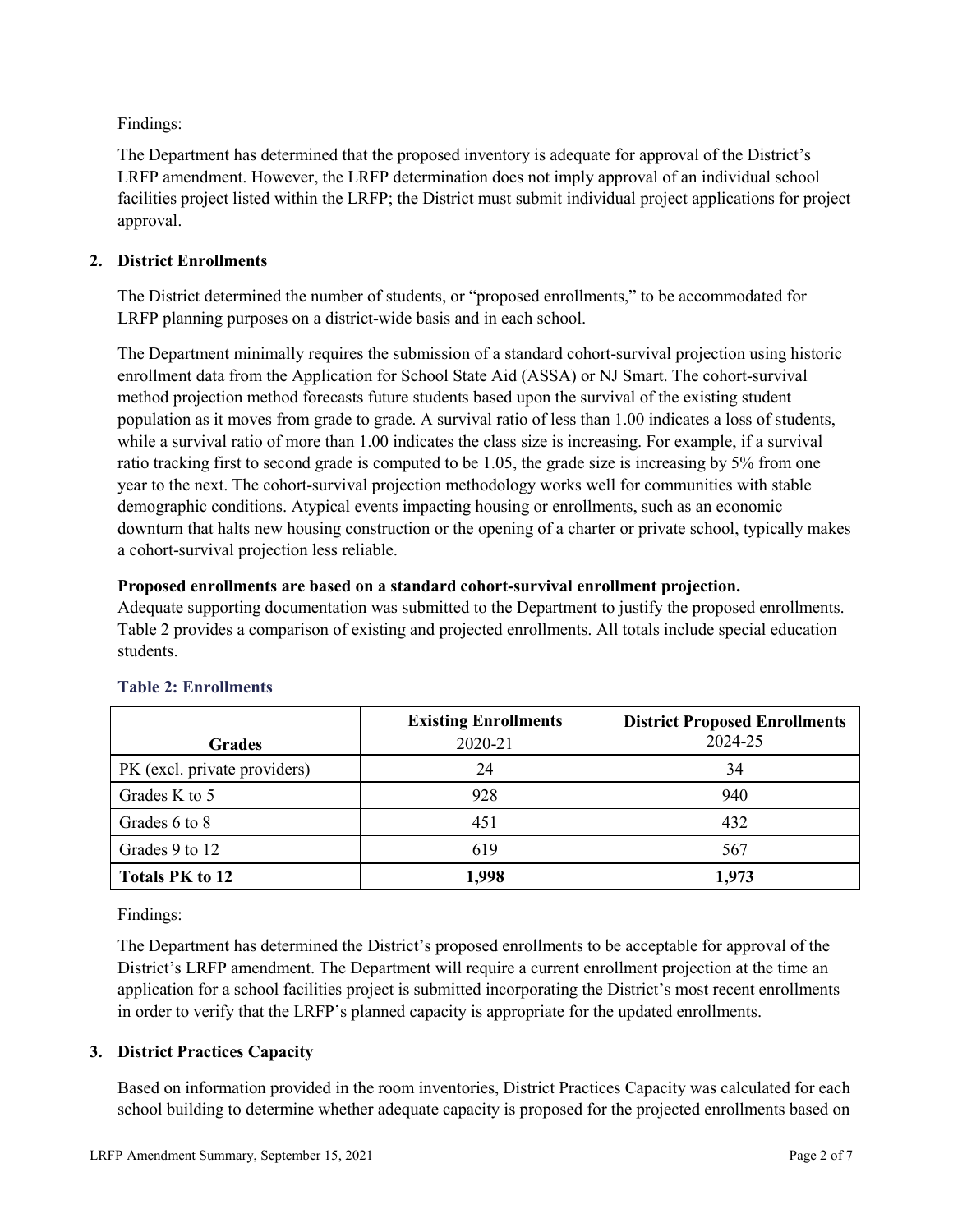Findings:

The Department has determined that the proposed inventory is adequate for approval of the District's LRFP amendment. However, the LRFP determination does not imply approval of an individual school facilities project listed within the LRFP; the District must submit individual project applications for project approval.

## 2. District Enrollments

The District determined the number of students, or "proposed enrollments," to be accommodated for LRFP planning purposes on a district-wide basis and in each school.

The Department minimally requires the submission of a standard cohort-survival projection using historic enrollment data from the Application for School State Aid (ASSA) or NJ Smart. The cohort-survival method projection method forecasts future students based upon the survival of the existing student population as it moves from grade to grade. A survival ratio of less than 1.00 indicates a loss of students, while a survival ratio of more than 1.00 indicates the class size is increasing. For example, if a survival ratio tracking first to second grade is computed to be 1.05, the grade size is increasing by 5% from one year to the next. The cohort-survival projection methodology works well for communities with stable demographic conditions. Atypical events impacting housing or enrollments, such as an economic downturn that halts new housing construction or the opening of a charter or private school, typically makes a cohort-survival projection less reliable.

**Proposed enrollments are based on a standard cohort-survival enrollment projection.**
Adequate supporting documentation was submitted to the Department to justify the proposed enrollments. Table 2 provides a comparison of existing and projected enrollments. All totals include special education students.

### Table 2: Enrollments

| Grades | Existing Enrollments 2020-21 | District Proposed Enrollments 2024-25 |
|---|---|---|
| PK (excl. private providers) | 24 | 34 |
| Grades K to 5 | 928 | 940 |
| Grades 6 to 8 | 451 | 432 |
| Grades 9 to 12 | 619 | 567 |
| **Totals PK to 12** | **1,998** | **1,973** |

Findings:

The Department has determined the District's proposed enrollments to be acceptable for approval of the District's LRFP amendment. The Department will require a current enrollment projection at the time an application for a school facilities project is submitted incorporating the District's most recent enrollments in order to verify that the LRFP's planned capacity is appropriate for the updated enrollments.

## 3. District Practices Capacity

Based on information provided in the room inventories, District Practices Capacity was calculated for each school building to determine whether adequate capacity is proposed for the projected enrollments based on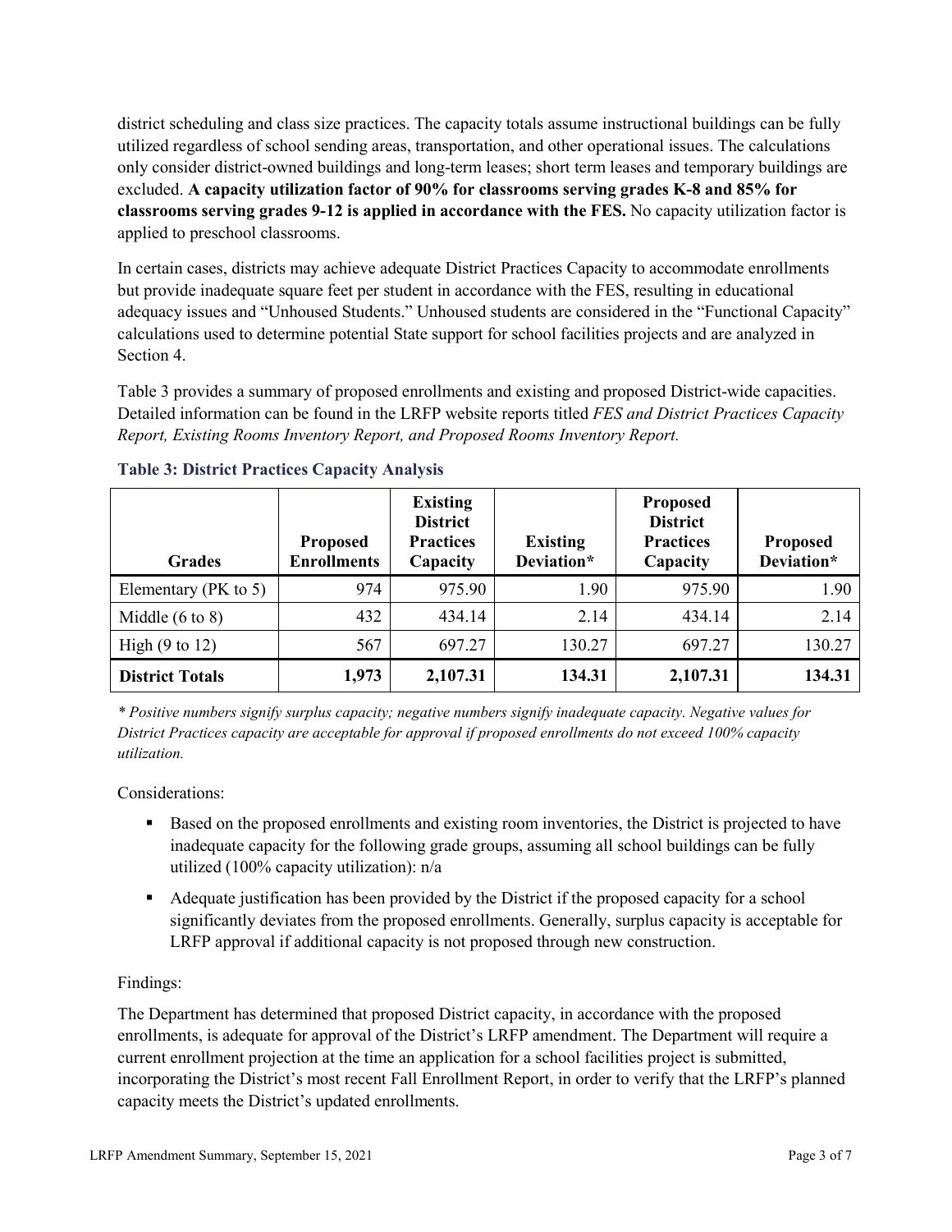district scheduling and class size practices. The capacity totals assume instructional buildings can be fully utilized regardless of school sending areas, transportation, and other operational issues. The calculations only consider district-owned buildings and long-term leases; short term leases and temporary buildings are excluded. **A capacity utilization factor of 90% for classrooms serving grades K-8 and 85% for classrooms serving grades 9-12 is applied in accordance with the FES.** No capacity utilization factor is applied to preschool classrooms.

In certain cases, districts may achieve adequate District Practices Capacity to accommodate enrollments but provide inadequate square feet per student in accordance with the FES, resulting in educational adequacy issues and "Unhoused Students." Unhoused students are considered in the "Functional Capacity" calculations used to determine potential State support for school facilities projects and are analyzed in Section 4.

Table 3 provides a summary of proposed enrollments and existing and proposed District-wide capacities. Detailed information can be found in the LRFP website reports titled *FES and District Practices Capacity Report, Existing Rooms Inventory Report, and Proposed Rooms Inventory Report.*

### Table 3: District Practices Capacity Analysis

| Grades | Proposed Enrollments | Existing District Practices Capacity | Existing Deviation* | Proposed District Practices Capacity | Proposed Deviation* |
|---|---|---|---|---|---|
| Elementary (PK to 5) | 974 | 975.90 | 1.90 | 975.90 | 1.90 |
| Middle (6 to 8) | 432 | 434.14 | 2.14 | 434.14 | 2.14 |
| High (9 to 12) | 567 | 697.27 | 130.27 | 697.27 | 130.27 |
| **District Totals** | **1,973** | **2,107.31** | **134.31** | **2,107.31** | **134.31** |

*\* Positive numbers signify surplus capacity; negative numbers signify inadequate capacity. Negative values for District Practices capacity are acceptable for approval if proposed enrollments do not exceed 100% capacity utilization.*

Considerations:

- Based on the proposed enrollments and existing room inventories, the District is projected to have inadequate capacity for the following grade groups, assuming all school buildings can be fully utilized (100% capacity utilization): n/a
- Adequate justification has been provided by the District if the proposed capacity for a school significantly deviates from the proposed enrollments. Generally, surplus capacity is acceptable for LRFP approval if additional capacity is not proposed through new construction.

Findings:

The Department has determined that proposed District capacity, in accordance with the proposed enrollments, is adequate for approval of the District's LRFP amendment. The Department will require a current enrollment projection at the time an application for a school facilities project is submitted, incorporating the District's most recent Fall Enrollment Report, in order to verify that the LRFP's planned capacity meets the District's updated enrollments.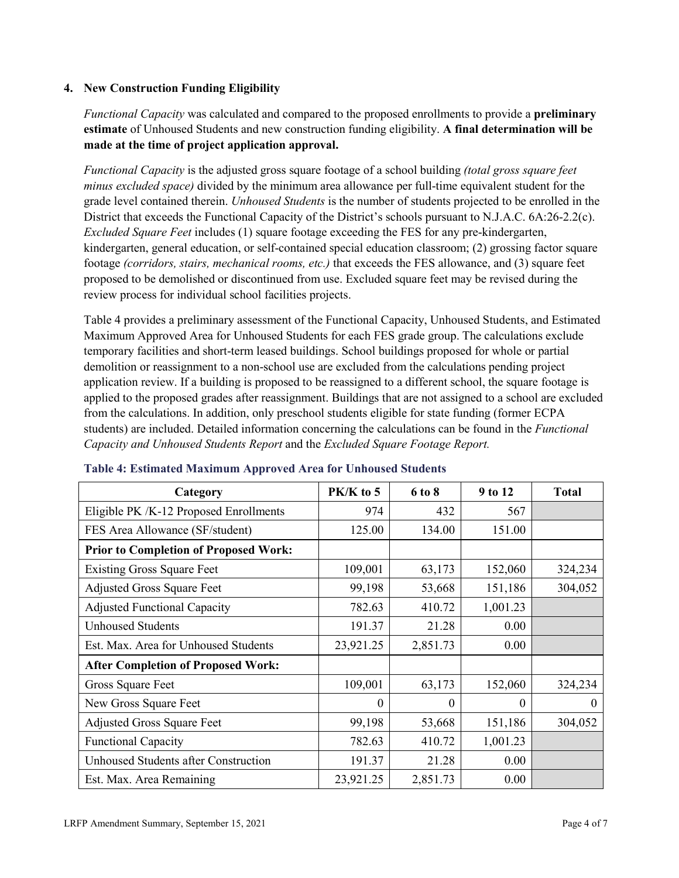## 4. New Construction Funding Eligibility

*Functional Capacity* was calculated and compared to the proposed enrollments to provide a **preliminary estimate** of Unhoused Students and new construction funding eligibility. **A final determination will be made at the time of project application approval.**

*Functional Capacity* is the adjusted gross square footage of a school building *(total gross square feet minus excluded space)* divided by the minimum area allowance per full-time equivalent student for the grade level contained therein. *Unhoused Students* is the number of students projected to be enrolled in the District that exceeds the Functional Capacity of the District's schools pursuant to N.J.A.C. 6A:26-2.2(c). *Excluded Square Feet* includes (1) square footage exceeding the FES for any pre-kindergarten, kindergarten, general education, or self-contained special education classroom; (2) grossing factor square footage *(corridors, stairs, mechanical rooms, etc.)* that exceeds the FES allowance, and (3) square feet proposed to be demolished or discontinued from use. Excluded square feet may be revised during the review process for individual school facilities projects.

Table 4 provides a preliminary assessment of the Functional Capacity, Unhoused Students, and Estimated Maximum Approved Area for Unhoused Students for each FES grade group. The calculations exclude temporary facilities and short-term leased buildings. School buildings proposed for whole or partial demolition or reassignment to a non-school use are excluded from the calculations pending project application review. If a building is proposed to be reassigned to a different school, the square footage is applied to the proposed grades after reassignment. Buildings that are not assigned to a school are excluded from the calculations. In addition, only preschool students eligible for state funding (former ECPA students) are included. Detailed information concerning the calculations can be found in the *Functional Capacity and Unhoused Students Report* and the *Excluded Square Footage Report.*

**Table 4: Estimated Maximum Approved Area for Unhoused Students**

| Category | PK/K to 5 | 6 to 8 | 9 to 12 | Total |
|---|---|---|---|---|
| Eligible PK /K-12 Proposed Enrollments | 974 | 432 | 567 | |
| FES Area Allowance (SF/student) | 125.00 | 134.00 | 151.00 | |
| **Prior to Completion of Proposed Work:** | | | | |
| Existing Gross Square Feet | 109,001 | 63,173 | 152,060 | 324,234 |
| Adjusted Gross Square Feet | 99,198 | 53,668 | 151,186 | 304,052 |
| Adjusted Functional Capacity | 782.63 | 410.72 | 1,001.23 | |
| Unhoused Students | 191.37 | 21.28 | 0.00 | |
| Est. Max. Area for Unhoused Students | 23,921.25 | 2,851.73 | 0.00 | |
| **After Completion of Proposed Work:** | | | | |
| Gross Square Feet | 109,001 | 63,173 | 152,060 | 324,234 |
| New Gross Square Feet | 0 | 0 | 0 | 0 |
| Adjusted Gross Square Feet | 99,198 | 53,668 | 151,186 | 304,052 |
| Functional Capacity | 782.63 | 410.72 | 1,001.23 | |
| Unhoused Students after Construction | 191.37 | 21.28 | 0.00 | |
| Est. Max. Area Remaining | 23,921.25 | 2,851.73 | 0.00 | |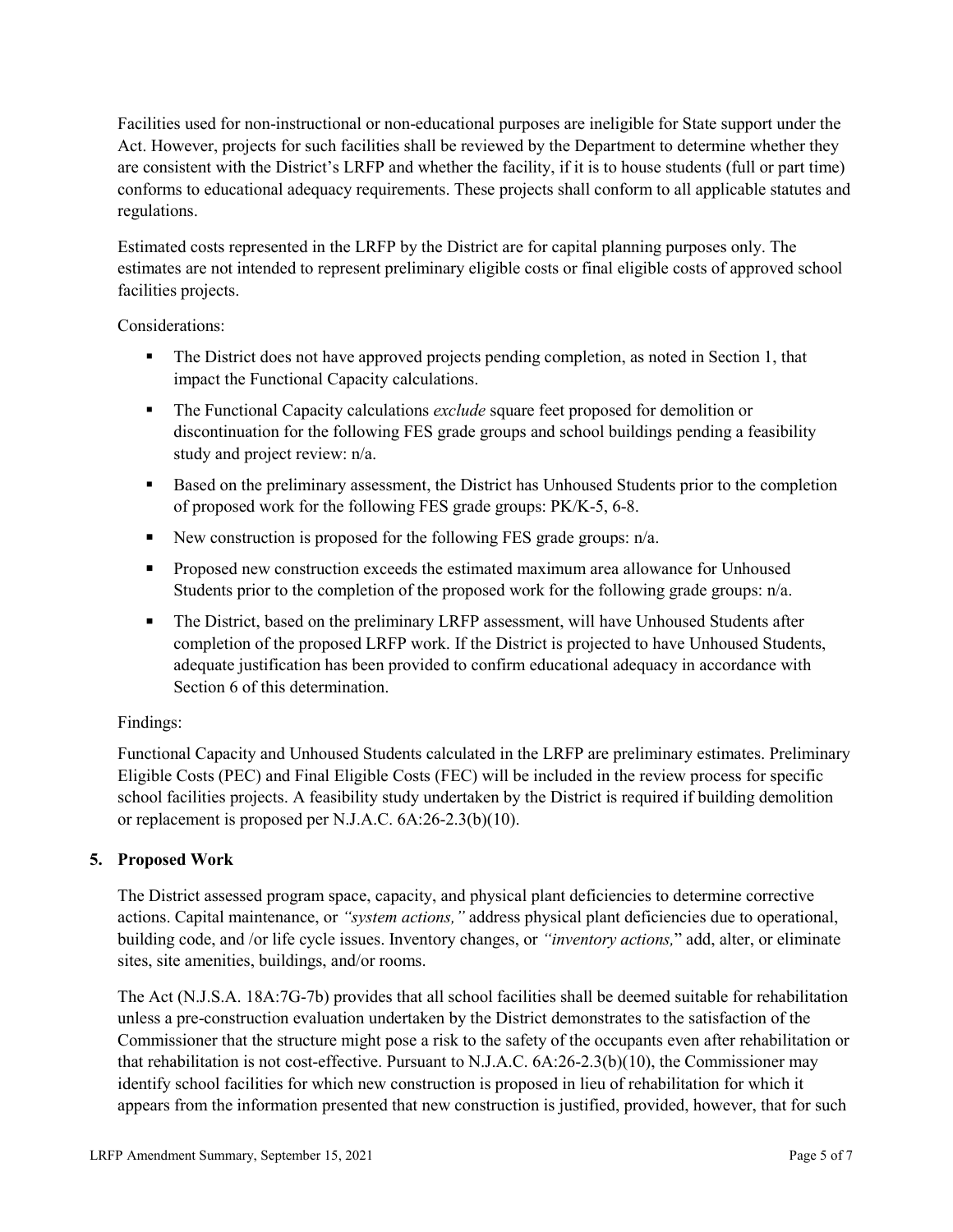Facilities used for non-instructional or non-educational purposes are ineligible for State support under the Act. However, projects for such facilities shall be reviewed by the Department to determine whether they are consistent with the District's LRFP and whether the facility, if it is to house students (full or part time) conforms to educational adequacy requirements. These projects shall conform to all applicable statutes and regulations.

Estimated costs represented in the LRFP by the District are for capital planning purposes only. The estimates are not intended to represent preliminary eligible costs or final eligible costs of approved school facilities projects.

Considerations:

- The District does not have approved projects pending completion, as noted in Section 1, that impact the Functional Capacity calculations.
- The Functional Capacity calculations *exclude* square feet proposed for demolition or discontinuation for the following FES grade groups and school buildings pending a feasibility study and project review: n/a.
- Based on the preliminary assessment, the District has Unhoused Students prior to the completion of proposed work for the following FES grade groups: PK/K-5, 6-8.
- New construction is proposed for the following FES grade groups: n/a.
- Proposed new construction exceeds the estimated maximum area allowance for Unhoused Students prior to the completion of the proposed work for the following grade groups: n/a.
- The District, based on the preliminary LRFP assessment, will have Unhoused Students after completion of the proposed LRFP work. If the District is projected to have Unhoused Students, adequate justification has been provided to confirm educational adequacy in accordance with Section 6 of this determination.

Findings:

Functional Capacity and Unhoused Students calculated in the LRFP are preliminary estimates. Preliminary Eligible Costs (PEC) and Final Eligible Costs (FEC) will be included in the review process for specific school facilities projects. A feasibility study undertaken by the District is required if building demolition or replacement is proposed per N.J.A.C. 6A:26-2.3(b)(10).

## 5. Proposed Work

The District assessed program space, capacity, and physical plant deficiencies to determine corrective actions. Capital maintenance, or *"system actions,"* address physical plant deficiencies due to operational, building code, and /or life cycle issues. Inventory changes, or *"inventory actions,"* add, alter, or eliminate sites, site amenities, buildings, and/or rooms.

The Act (N.J.S.A. 18A:7G-7b) provides that all school facilities shall be deemed suitable for rehabilitation unless a pre-construction evaluation undertaken by the District demonstrates to the satisfaction of the Commissioner that the structure might pose a risk to the safety of the occupants even after rehabilitation or that rehabilitation is not cost-effective. Pursuant to N.J.A.C. 6A:26-2.3(b)(10), the Commissioner may identify school facilities for which new construction is proposed in lieu of rehabilitation for which it appears from the information presented that new construction is justified, provided, however, that for such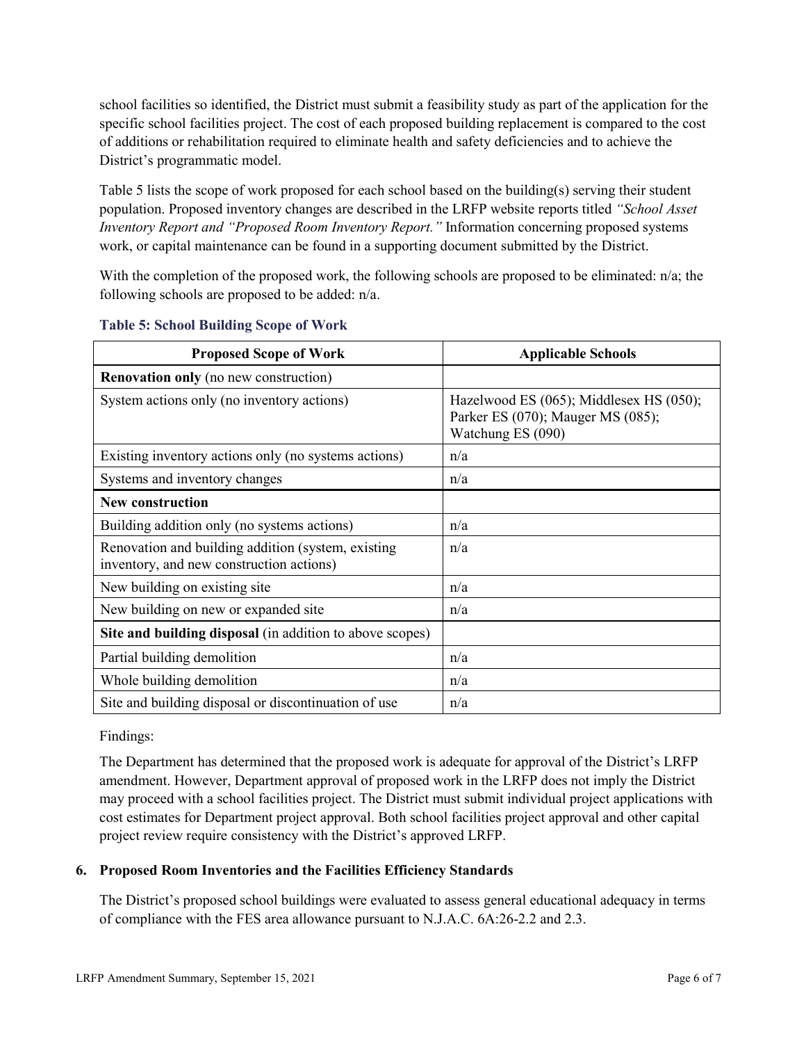school facilities so identified, the District must submit a feasibility study as part of the application for the specific school facilities project. The cost of each proposed building replacement is compared to the cost of additions or rehabilitation required to eliminate health and safety deficiencies and to achieve the District's programmatic model.

Table 5 lists the scope of work proposed for each school based on the building(s) serving their student population. Proposed inventory changes are described in the LRFP website reports titled *"School Asset Inventory Report and "Proposed Room Inventory Report."* Information concerning proposed systems work, or capital maintenance can be found in a supporting document submitted by the District.

With the completion of the proposed work, the following schools are proposed to be eliminated: n/a; the following schools are proposed to be added: n/a.

**Table 5: School Building Scope of Work**

| Proposed Scope of Work | Applicable Schools |
|---|---|
| **Renovation only** (no new construction) | |
| System actions only (no inventory actions) | Hazelwood ES (065); Middlesex HS (050); Parker ES (070); Mauger MS (085); Watchung ES (090) |
| Existing inventory actions only (no systems actions) | n/a |
| Systems and inventory changes | n/a |
| **New construction** | |
| Building addition only (no systems actions) | n/a |
| Renovation and building addition (system, existing inventory, and new construction actions) | n/a |
| New building on existing site | n/a |
| New building on new or expanded site | n/a |
| **Site and building disposal** (in addition to above scopes) | |
| Partial building demolition | n/a |
| Whole building demolition | n/a |
| Site and building disposal or discontinuation of use | n/a |

Findings:

The Department has determined that the proposed work is adequate for approval of the District's LRFP amendment. However, Department approval of proposed work in the LRFP does not imply the District may proceed with a school facilities project. The District must submit individual project applications with cost estimates for Department project approval. Both school facilities project approval and other capital project review require consistency with the District's approved LRFP.

## 6. Proposed Room Inventories and the Facilities Efficiency Standards

The District's proposed school buildings were evaluated to assess general educational adequacy in terms of compliance with the FES area allowance pursuant to N.J.A.C. 6A:26-2.2 and 2.3.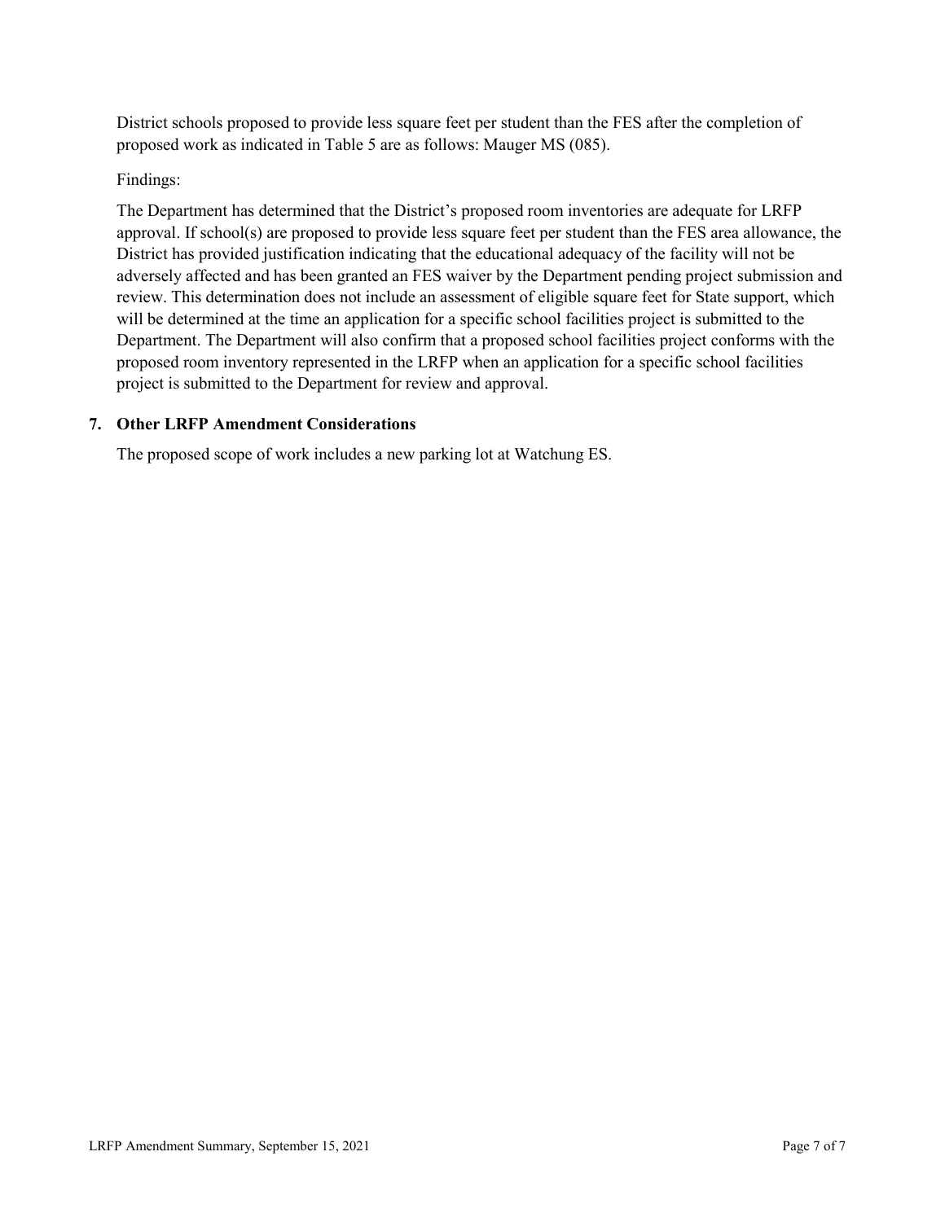District schools proposed to provide less square feet per student than the FES after the completion of proposed work as indicated in Table 5 are as follows: Mauger MS (085).

Findings:

The Department has determined that the District's proposed room inventories are adequate for LRFP approval. If school(s) are proposed to provide less square feet per student than the FES area allowance, the District has provided justification indicating that the educational adequacy of the facility will not be adversely affected and has been granted an FES waiver by the Department pending project submission and review. This determination does not include an assessment of eligible square feet for State support, which will be determined at the time an application for a specific school facilities project is submitted to the Department. The Department will also confirm that a proposed school facilities project conforms with the proposed room inventory represented in the LRFP when an application for a specific school facilities project is submitted to the Department for review and approval.

## 7. Other LRFP Amendment Considerations

The proposed scope of work includes a new parking lot at Watchung ES.